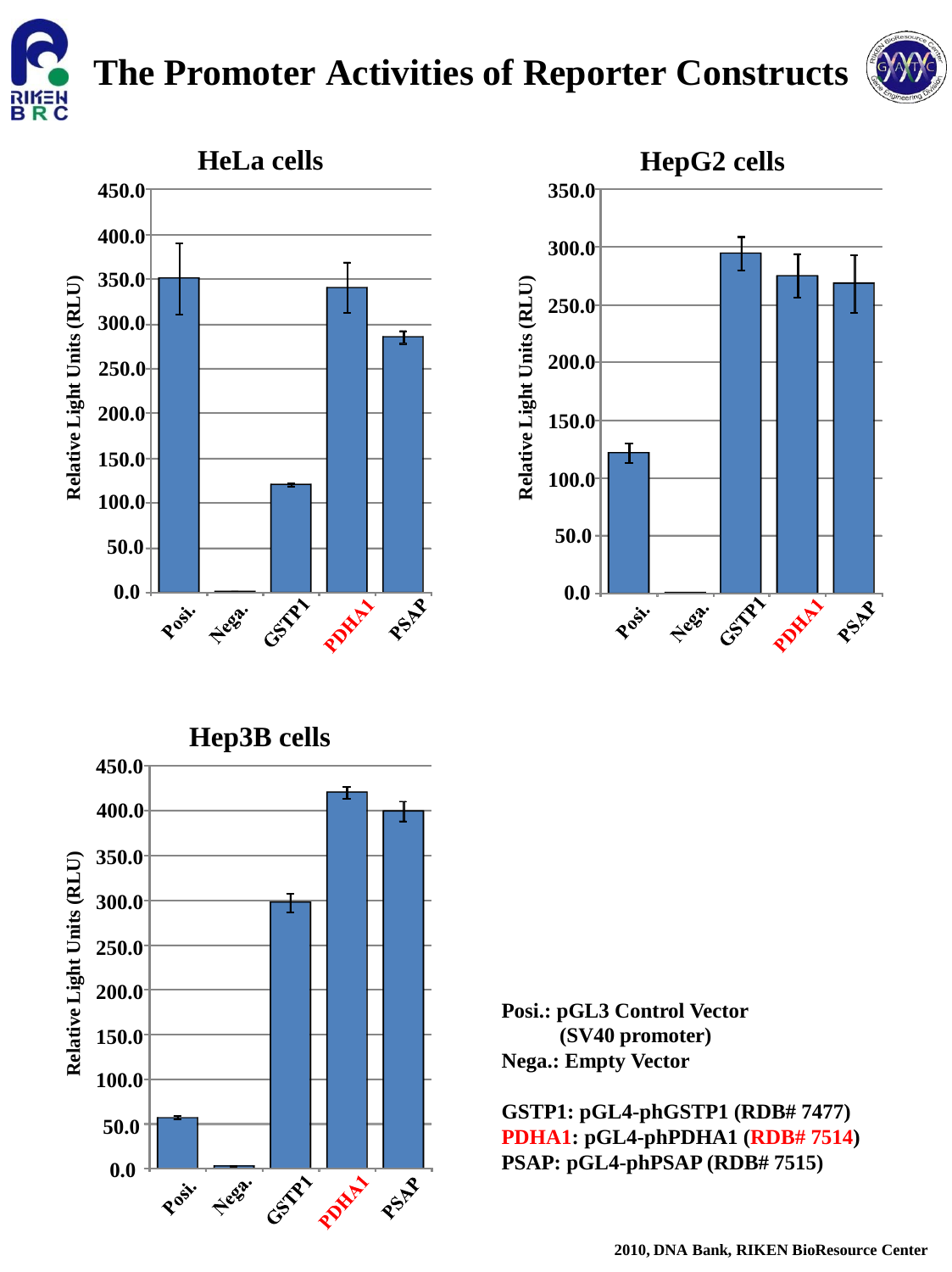# The Promoter Activities of Reporter Constructs

## HeLa cells

Relative Light Units (RLU)

Posi. | Nega. | GSTP1 | PDHA1 | PSAP

## HepG2 cells

Relative Light Units (RLU)

Posi. | Nega. | GSTP1 | PDHA1 | PSAP

## Hep3B cells

Relative Light Units (RLU)

Posi. | Nega. | GSTP1 | PDHA1 | PSAP

**Posi.: pGL3 Control Vector (SV40 promoter)**
**Nega.: Empty Vector**

**GSTP1: pGL4-phGSTP1 (RDB# 7477)**
**PDHA1: pGL4-phPDHA1 (RDB# 7514)**
**PSAP: pGL4-phPSAP (RDB# 7515)**

2010, DNA Bank, RIKEN BioResource Center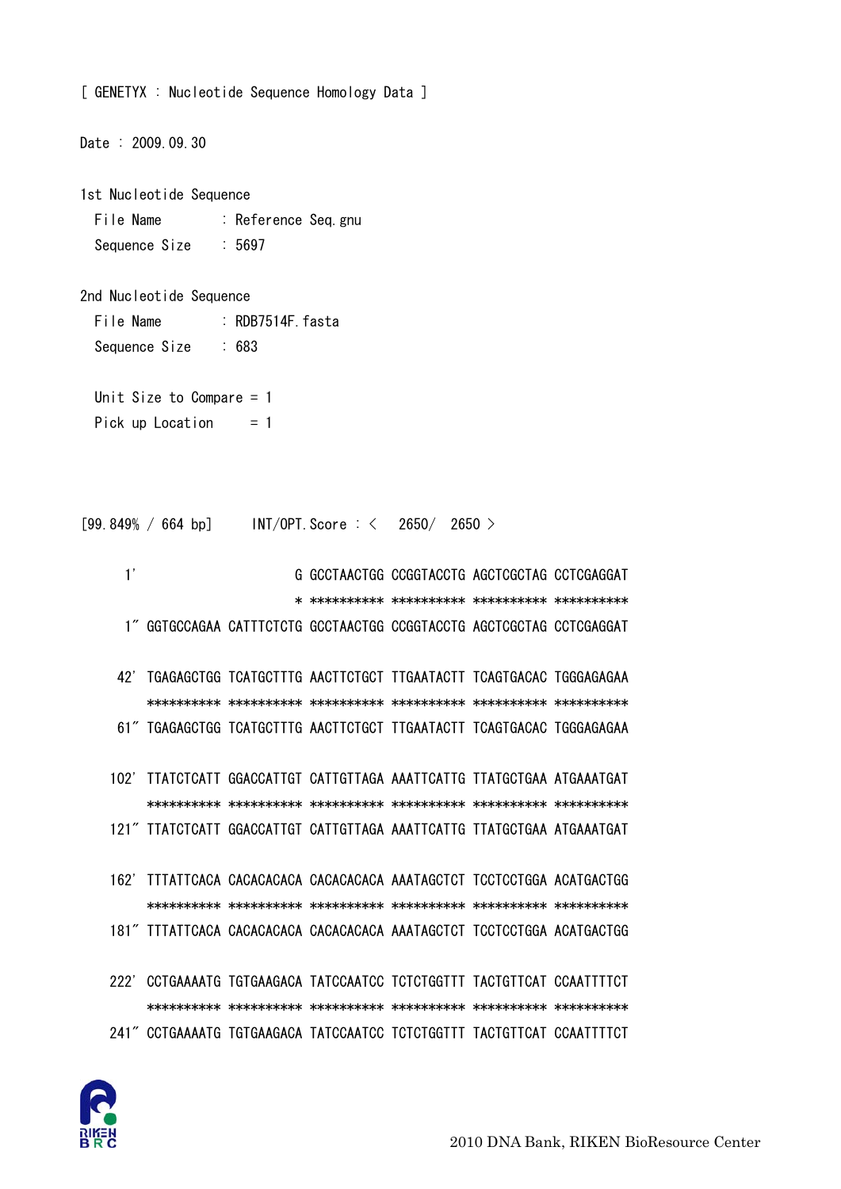[ GENETYX : Nucleotide Sequence Homology Data ]

Date : 2009.09.30

1st Nucleotide Sequence
  File Name       : Reference Seq.gnu
  Sequence Size   : 5697

2nd Nucleotide Sequence
  File Name       : RDB7514F.fasta
  Sequence Size   : 683

  Unit Size to Compare = 1
  Pick up Location     = 1

[99.849% / 664 bp]     INT/OPT.Score : <   2650/  2650 >

```
    1'                       G GCCTAACTGG CCGGTACCTG AGCTCGCTAG CCTCGAGGAT
                             * ********** ********** ********** **********
    1" GGTGCCAGAA CATTTCTCTG GCCTAACTGG CCGGTACCTG AGCTCGCTAG CCTCGAGGAT

   42' TGAGAGCTGG TCATGCTTTG AACTTCTGCT TTGAATACTT TCAGTGACAC TGGGAGAGAA
       ********** ********** ********** ********** ********** **********
   61" TGAGAGCTGG TCATGCTTTG AACTTCTGCT TTGAATACTT TCAGTGACAC TGGGAGAGAA

  102' TTATCTCATT GGACCATTGT CATTGTTAGA AAATTCATTG TTATGCTGAA ATGAAATGAT
       ********** ********** ********** ********** ********** **********
  121" TTATCTCATT GGACCATTGT CATTGTTAGA AAATTCATTG TTATGCTGAA ATGAAATGAT

  162' TTTATTCACA CACACACACA CACACACACA AAATAGCTCT TCCTCCTGGA ACATGACTGG
       ********** ********** ********** ********** ********** **********
  181" TTTATTCACA CACACACACA CACACACACA AAATAGCTCT TCCTCCTGGA ACATGACTGG

  222' CCTGAAAATG TGTGAAGACA TATCCAATCC TCTCTGGTTT TACTGTTCAT CCAATTTTCT
       ********** ********** ********** ********** ********** **********
  241" CCTGAAAATG TGTGAAGACA TATCCAATCC TCTCTGGTTT TACTGTTCAT CCAATTTTCT
```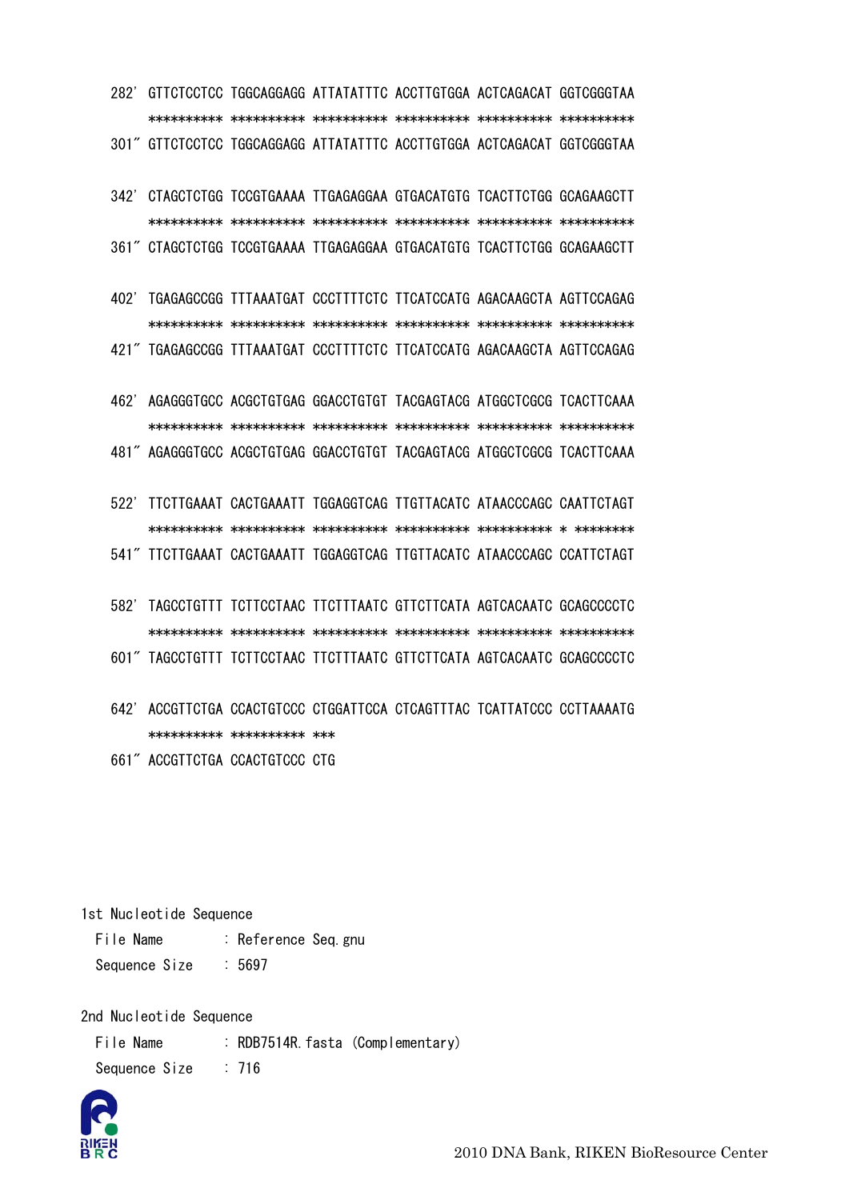```
282’ GTTCTCCTCC TGGCAGGAGG ATTATATTTC ACCTTGTGGA ACTCAGACAT GGTCGGGTAA
     ********** ********** ********** ********** ********** **********
301″ GTTCTCCTCC TGGCAGGAGG ATTATATTTC ACCTTGTGGA ACTCAGACAT GGTCGGGTAA

342’ CTAGCTCTGG TCCGTGAAAA TTGAGAGGAA GTGACATGTG TCACTTCTGG GCAGAAGCTT
     ********** ********** ********** ********** ********** **********
361″ CTAGCTCTGG TCCGTGAAAA TTGAGAGGAA GTGACATGTG TCACTTCTGG GCAGAAGCTT

402’ TGAGAGCCGG TTTAAATGAT CCCTTTTCTC TTCATCCATG AGACAAGCTA AGTTCCAGAG
     ********** ********** ********** ********** ********** **********
421″ TGAGAGCCGG TTTAAATGAT CCCTTTTCTC TTCATCCATG AGACAAGCTA AGTTCCAGAG

462’ AGAGGGTGCC ACGCTGTGAG GGACCTGTGT TACGAGTACG ATGGCTCGCG TCACTTCAAA
     ********** ********** ********** ********** ********** **********
481″ AGAGGGTGCC ACGCTGTGAG GGACCTGTGT TACGAGTACG ATGGCTCGCG TCACTTCAAA

522’ TTCTTGAAAT CACTGAAATT TGGAGGTCAG TTGTTACATC ATAACCCAGC CAATTCTAGT
     ********** ********** ********** ********** ********** * ********
541″ TTCTTGAAAT CACTGAAATT TGGAGGTCAG TTGTTACATC ATAACCCAGC CCATTCTAGT

582’ TAGCCTGTTT TCTTCCTAAC TTCTTTAATC GTTCTTCATA AGTCACAATC GCAGCCCCTC
     ********** ********** ********** ********** ********** **********
601″ TAGCCTGTTT TCTTCCTAAC TTCTTTAATC GTTCTTCATA AGTCACAATC GCAGCCCCTC

642’ ACCGTTCTGA CCACTGTCCC CTGGATTCCA CTCAGTTTAC TCATTATCCC CCTTAAAATG
     ********** ********** ***
661″ ACCGTTCTGA CCACTGTCCC CTG
```

1st Nucleotide Sequence

File Name : Reference Seq.gnu

Sequence Size : 5697

2nd Nucleotide Sequence

File Name : RDB7514R.fasta (Complementary)

Sequence Size : 716

2010 DNA Bank, RIKEN BioResource Center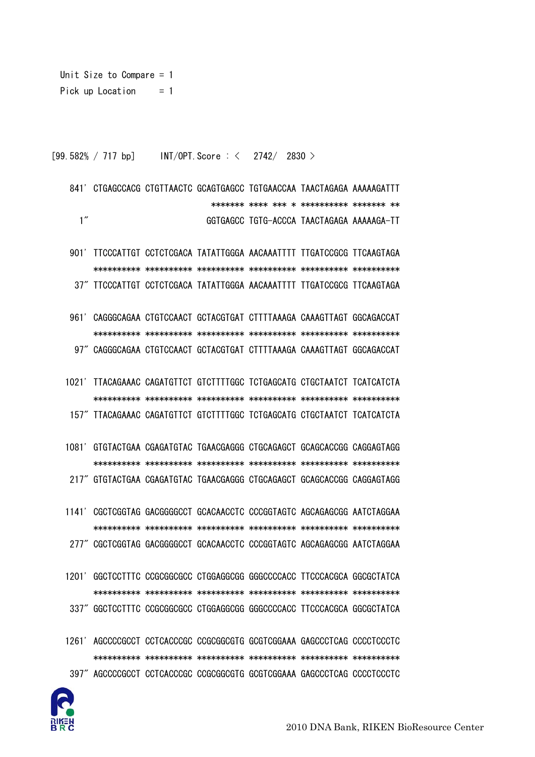Unit Size to Compare = 1
Pick up Location     = 1

```
[99.582% / 717 bp]     INT/OPT.Score : <   2742/  2830 >

  841' CTGAGCCACG CTGTTAACTC GCAGTGAGCC TGTGAACCAA TAACTAGAGA AAAAAGATTT
                               ******* **** *** * ********** ******* **
    1"                        GGTGAGCC TGTG-ACCCA TAACTAGAGA AAAAAGA-TT

  901' TTCCCATTGT CCTCTCGACA TATATTGGGA AACAAATTTT TTGATCCGCG TTCAAGTAGA
       ********** ********** ********** ********** ********** **********
   37" TTCCCATTGT CCTCTCGACA TATATTGGGA AACAAATTTT TTGATCCGCG TTCAAGTAGA

  961' CAGGGCAGAA CTGTCCAACT GCTACGTGAT CTTTTAAAGA CAAAGTTAGT GGCAGACCAT
       ********** ********** ********** ********** ********** **********
   97" CAGGGCAGAA CTGTCCAACT GCTACGTGAT CTTTTAAAGA CAAAGTTAGT GGCAGACCAT

 1021' TTACAGAAAC CAGATGTTCT GTCTTTTGGC TCTGAGCATG CTGCTAATCT TCATCATCTA
       ********** ********** ********** ********** ********** **********
  157" TTACAGAAAC CAGATGTTCT GTCTTTTGGC TCTGAGCATG CTGCTAATCT TCATCATCTA

 1081' GTGTACTGAA CGAGATGTAC TGAACGAGGG CTGCAGAGCT GCAGCACCGG CAGGAGTAGG
       ********** ********** ********** ********** ********** **********
  217" GTGTACTGAA CGAGATGTAC TGAACGAGGG CTGCAGAGCT GCAGCACCGG CAGGAGTAGG

 1141' CGCTCGGTAG GACGGGGCCT GCACAACCTC CCCGGTAGTC AGCAGAGCGG AATCTAGGAA
       ********** ********** ********** ********** ********** **********
  277" CGCTCGGTAG GACGGGGCCT GCACAACCTC CCCGGTAGTC AGCAGAGCGG AATCTAGGAA

 1201' GGCTCCTTTC CCGCGGCGCC CTGGAGGCGG GGGCCCCACC TTCCCACGCA GGCGCTATCA
       ********** ********** ********** ********** ********** **********
  337" GGCTCCTTTC CCGCGGCGCC CTGGAGGCGG GGGCCCCACC TTCCCACGCA GGCGCTATCA

 1261' AGCCCCGCCT CCTCACCCGC CCGCGGCGTG GCGTCGGAAA GAGCCCTCAG CCCCTCCCTC
       ********** ********** ********** ********** ********** **********
  397" AGCCCCGCCT CCTCACCCGC CCGCGGCGTG GCGTCGGAAA GAGCCCTCAG CCCCTCCCTC
```

2010 DNA Bank, RIKEN BioResource Center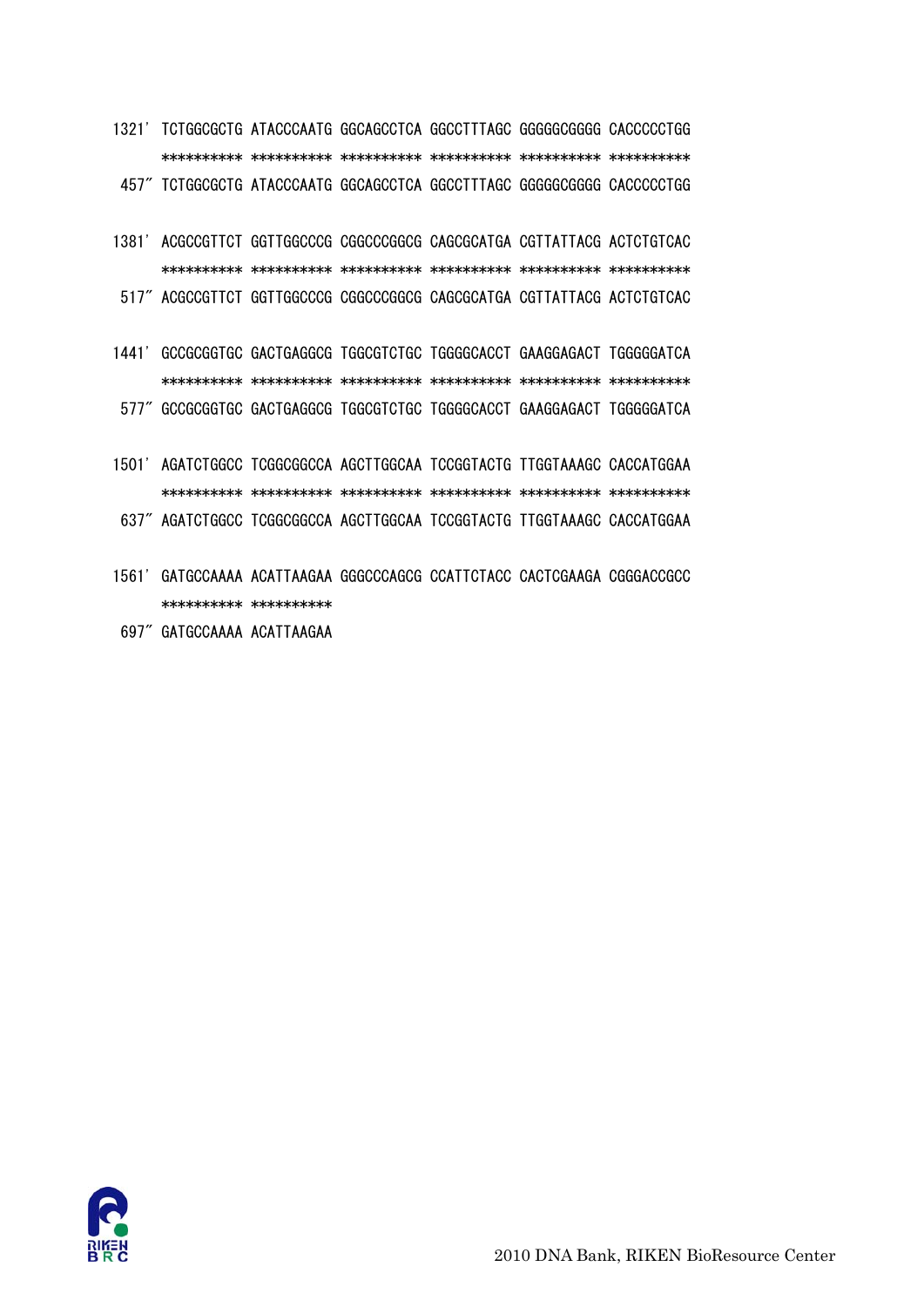```
1321' TCTGGCGCTG ATACCCAATG GGCAGCCTCA GGCCTTTAGC GGGGGCGGGG CACCCCCTGG
      ********** ********** ********** ********** ********** **********
 457" TCTGGCGCTG ATACCCAATG GGCAGCCTCA GGCCTTTAGC GGGGGCGGGG CACCCCCTGG

1381' ACGCCGTTCT GGTTGGCCCG CGGCCCGGCG CAGCGCATGA CGTTATTACG ACTCTGTCAC
      ********** ********** ********** ********** ********** **********
 517" ACGCCGTTCT GGTTGGCCCG CGGCCCGGCG CAGCGCATGA CGTTATTACG ACTCTGTCAC

1441' GCCGCGGTGC GACTGAGGCG TGGCGTCTGC TGGGGCACCT GAAGGAGACT TGGGGGATCA
      ********** ********** ********** ********** ********** **********
 577" GCCGCGGTGC GACTGAGGCG TGGCGTCTGC TGGGGCACCT GAAGGAGACT TGGGGGATCA

1501' AGATCTGGCC TCGGCGGCCA AGCTTGGCAA TCCGGTACTG TTGGTAAAGC CACCATGGAA
      ********** ********** ********** ********** ********** **********
 637" AGATCTGGCC TCGGCGGCCA AGCTTGGCAA TCCGGTACTG TTGGTAAAGC CACCATGGAA

1561' GATGCCAAAA ACATTAAGAA GGGCCCAGCG CCATTCTACC CACTCGAAGA CGGGACCGCC
      ********** **********
 697" GATGCCAAAA ACATTAAGAA
```

2010 DNA Bank, RIKEN BioResource Center